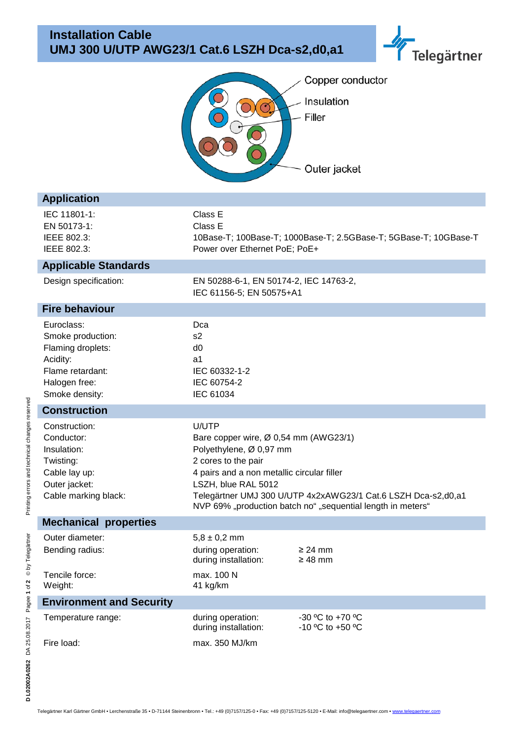# Installation Cable
# UMJ 300 U/UTP AWG23/1 Cat.6 LSZH Dca-s2,d0,a1

Telegärtner

Copper conductor
Insulation
Filler
Outer jacket

## Application

| | |
|---|---|
| IEC 11801-1: | Class E |
| EN 50173-1: | Class E |
| IEEE 802.3: | 10Base-T; 100Base-T; 1000Base-T; 2.5GBase-T; 5GBase-T; 10GBase-T |
| IEEE 802.3: | Power over Ethernet PoE; PoE+ |

## Applicable Standards

| | |
|---|---|
| Design specification: | EN 50288-6-1, EN 50174-2, IEC 14763-2, IEC 61156-5; EN 50575+A1 |

## Fire behaviour

| | |
|---|---|
| Euroclass: | Dca |
| Smoke production: | s2 |
| Flaming droplets: | d0 |
| Acidity: | a1 |
| Flame retardant: | IEC 60332-1-2 |
| Halogen free: | IEC 60754-2 |
| Smoke density: | IEC 61034 |

## Construction

| | |
|---|---|
| Construction: | U/UTP |
| Conductor: | Bare copper wire, Ø 0,54 mm (AWG23/1) |
| Insulation: | Polyethylene, Ø 0,97 mm |
| Twisting: | 2 cores to the pair |
| Cable lay up: | 4 pairs and a non metallic circular filler |
| Outer jacket: | LSZH, blue RAL 5012 |
| Cable marking black: | Telegärtner UMJ 300 U/UTP 4x2xAWG23/1 Cat.6 LSZH Dca-s2,d0,a1 NVP 69% „production batch no" „sequential length in meters" |

## Mechanical properties

| | | |
|---|---|---|
| Outer diameter: | 5,8 ± 0,2 mm | |
| Bending radius: | during operation: | ≥ 24 mm |
| | during installation: | ≥ 48 mm |
| Tencile force: | max. 100 N | |
| Weight: | 41 kg/km | |

## Environment and Security

| | | |
|---|---|---|
| Temperature range: | during operation: | -30 ºC to +70 ºC |
| | during installation: | -10 ºC to +50 ºC |
| Fire load: | max. 350 MJ/km | |

Printing errors and technical changes reserved

D L02002A0262 DA 25.08.2017 © by Telegärtner

Telegärtner Karl Gärtner GmbH • Lerchenstraße 35 • D-71144 Steinenbronn • Tel.: +49 (0)7157/125-0 • Fax: +49 (0)7157/125-5120 • E-Mail: info@telegaertner.com • www.telegaertner.com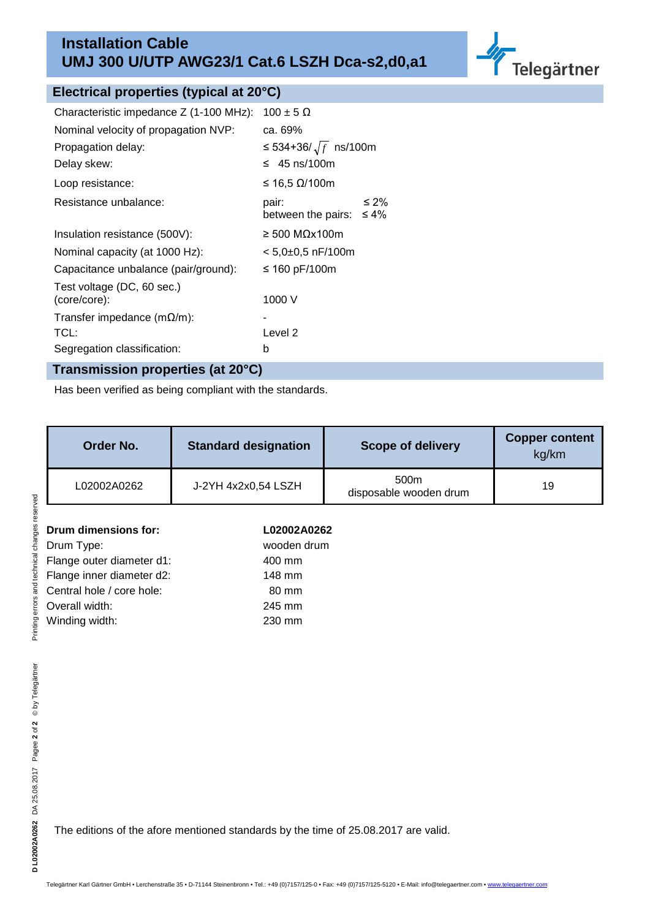# Installation Cable
# UMJ 300 U/UTP AWG23/1 Cat.6 LSZH Dca-s2,d0,a1

## Electrical properties (typical at 20°C)

| | |
|---|---|
| Characteristic impedance Z (1-100 MHz): | 100 ± 5 Ω |
| Nominal velocity of propagation NVP: | ca. 69% |
| Propagation delay: | ≤ $534+36/\sqrt{f}$ ns/100m |
| Delay skew: | ≤ 45 ns/100m |
| Loop resistance: | ≤ 16,5 Ω/100m |
| Resistance unbalance: | pair: ≤ 2%<br>between the pairs: ≤ 4% |
| Insulation resistance (500V): | ≥ 500 MΩx100m |
| Nominal capacity (at 1000 Hz): | < 5,0±0,5 nF/100m |
| Capacitance unbalance (pair/ground): | ≤ 160 pF/100m |
| Test voltage (DC, 60 sec.) (core/core): | 1000 V |
| Transfer impedance (mΩ/m): | - |
| TCL: | Level 2 |
| Segregation classification: | b |

## Transmission properties (at 20°C)

Has been verified as being compliant with the standards.

| Order No. | Standard designation | Scope of delivery | Copper content kg/km |
|---|---|---|---|
| L02002A0262 | J-2YH 4x2x0,54 LSZH | 500m disposable wooden drum | 19 |

| **Drum dimensions for:** | **L02002A0262** |
|---|---|
| Drum Type: | wooden drum |
| Flange outer diameter d1: | 400 mm |
| Flange inner diameter d2: | 148 mm |
| Central hole / core hole: | 80 mm |
| Overall width: | 245 mm |
| Winding width: | 230 mm |

The editions of the afore mentioned standards by the time of 25.08.2017 are valid.